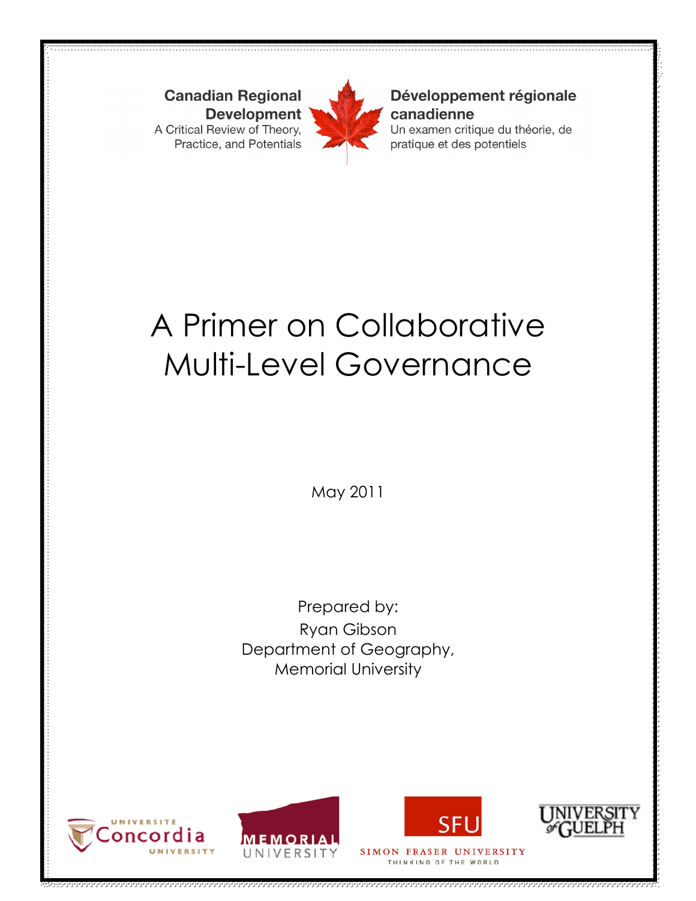**Canadian Regional Development**
A Critical Review of Theory, Practice, and Potentials

**Développement régionale canadienne**
Un examen critique du théorie, de pratique et des potentiels

# A Primer on Collaborative Multi-Level Governance

May 2011

Prepared by:
Ryan Gibson
Department of Geography,
Memorial University

Université Concordia University

Memorial University

SFU
Simon Fraser University
Thinking of the World

University of Guelph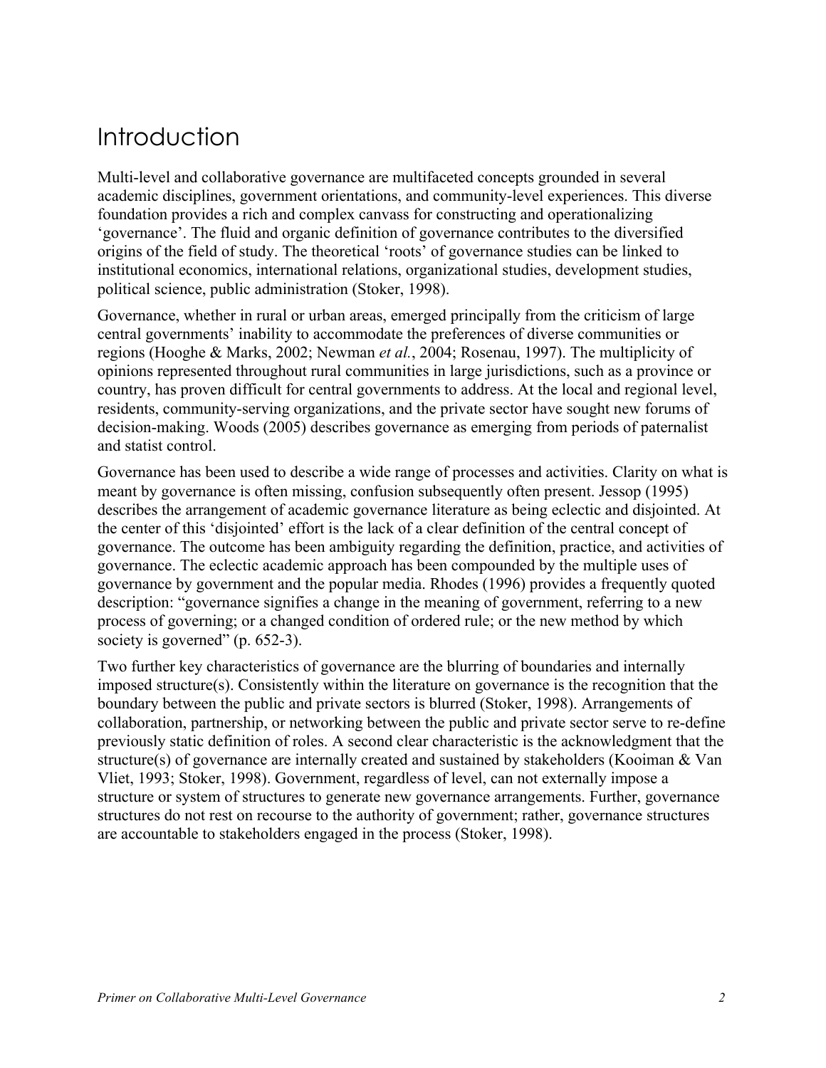# Introduction

Multi-level and collaborative governance are multifaceted concepts grounded in several academic disciplines, government orientations, and community-level experiences. This diverse foundation provides a rich and complex canvass for constructing and operationalizing 'governance'. The fluid and organic definition of governance contributes to the diversified origins of the field of study. The theoretical 'roots' of governance studies can be linked to institutional economics, international relations, organizational studies, development studies, political science, public administration (Stoker, 1998).

Governance, whether in rural or urban areas, emerged principally from the criticism of large central governments' inability to accommodate the preferences of diverse communities or regions (Hooghe & Marks, 2002; Newman *et al.*, 2004; Rosenau, 1997). The multiplicity of opinions represented throughout rural communities in large jurisdictions, such as a province or country, has proven difficult for central governments to address. At the local and regional level, residents, community-serving organizations, and the private sector have sought new forums of decision-making. Woods (2005) describes governance as emerging from periods of paternalist and statist control.

Governance has been used to describe a wide range of processes and activities. Clarity on what is meant by governance is often missing, confusion subsequently often present. Jessop (1995) describes the arrangement of academic governance literature as being eclectic and disjointed. At the center of this 'disjointed' effort is the lack of a clear definition of the central concept of governance. The outcome has been ambiguity regarding the definition, practice, and activities of governance. The eclectic academic approach has been compounded by the multiple uses of governance by government and the popular media. Rhodes (1996) provides a frequently quoted description: "governance signifies a change in the meaning of government, referring to a new process of governing; or a changed condition of ordered rule; or the new method by which society is governed" (p. 652-3).

Two further key characteristics of governance are the blurring of boundaries and internally imposed structure(s). Consistently within the literature on governance is the recognition that the boundary between the public and private sectors is blurred (Stoker, 1998). Arrangements of collaboration, partnership, or networking between the public and private sector serve to re-define previously static definition of roles. A second clear characteristic is the acknowledgment that the structure(s) of governance are internally created and sustained by stakeholders (Kooiman & Van Vliet, 1993; Stoker, 1998). Government, regardless of level, can not externally impose a structure or system of structures to generate new governance arrangements. Further, governance structures do not rest on recourse to the authority of government; rather, governance structures are accountable to stakeholders engaged in the process (Stoker, 1998).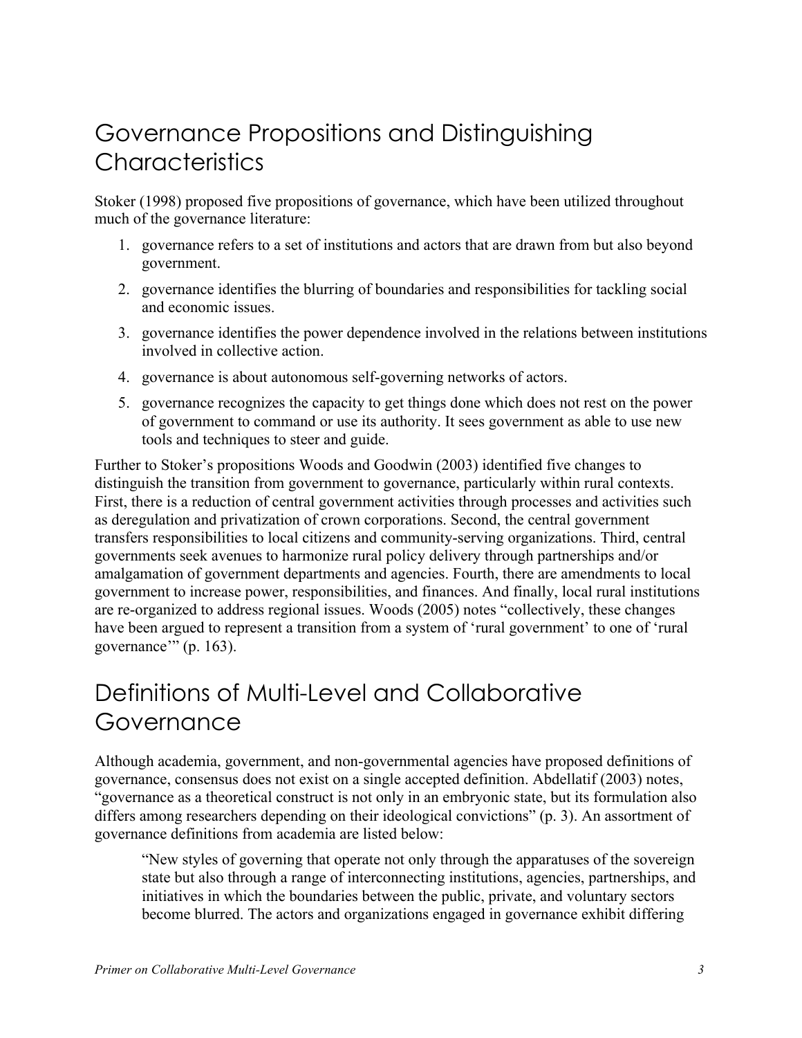## Governance Propositions and Distinguishing Characteristics

Stoker (1998) proposed five propositions of governance, which have been utilized throughout much of the governance literature:

1. governance refers to a set of institutions and actors that are drawn from but also beyond government.
2. governance identifies the blurring of boundaries and responsibilities for tackling social and economic issues.
3. governance identifies the power dependence involved in the relations between institutions involved in collective action.
4. governance is about autonomous self-governing networks of actors.
5. governance recognizes the capacity to get things done which does not rest on the power of government to command or use its authority. It sees government as able to use new tools and techniques to steer and guide.

Further to Stoker's propositions Woods and Goodwin (2003) identified five changes to distinguish the transition from government to governance, particularly within rural contexts. First, there is a reduction of central government activities through processes and activities such as deregulation and privatization of crown corporations. Second, the central government transfers responsibilities to local citizens and community-serving organizations. Third, central governments seek avenues to harmonize rural policy delivery through partnerships and/or amalgamation of government departments and agencies. Fourth, there are amendments to local government to increase power, responsibilities, and finances. And finally, local rural institutions are re-organized to address regional issues. Woods (2005) notes "collectively, these changes have been argued to represent a transition from a system of 'rural government' to one of 'rural governance'" (p. 163).

## Definitions of Multi-Level and Collaborative Governance

Although academia, government, and non-governmental agencies have proposed definitions of governance, consensus does not exist on a single accepted definition. Abdellatif (2003) notes, "governance as a theoretical construct is not only in an embryonic state, but its formulation also differs among researchers depending on their ideological convictions" (p. 3). An assortment of governance definitions from academia are listed below:

> "New styles of governing that operate not only through the apparatuses of the sovereign state but also through a range of interconnecting institutions, agencies, partnerships, and initiatives in which the boundaries between the public, private, and voluntary sectors become blurred. The actors and organizations engaged in governance exhibit differing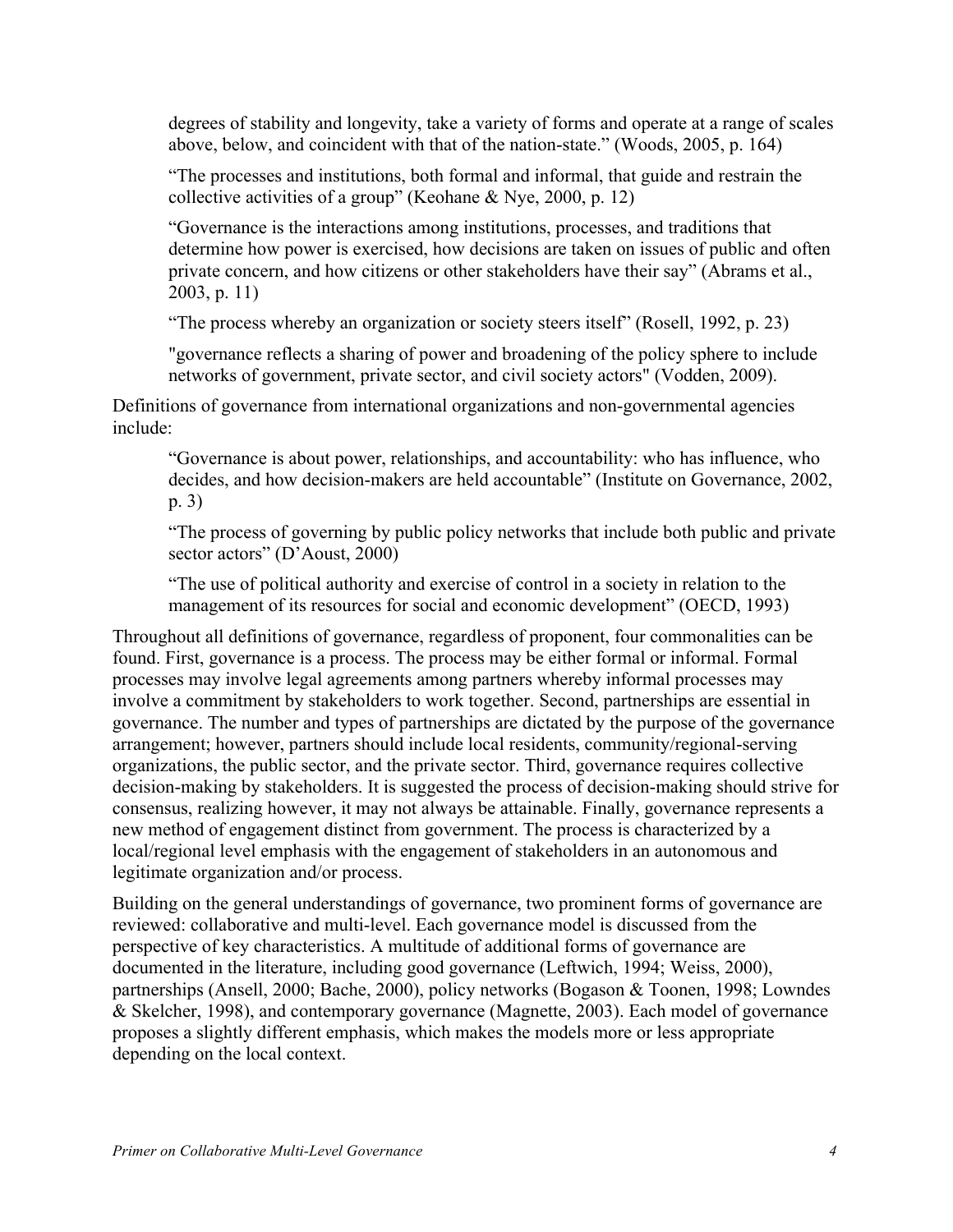degrees of stability and longevity, take a variety of forms and operate at a range of scales above, below, and coincident with that of the nation-state." (Woods, 2005, p. 164)

> "The processes and institutions, both formal and informal, that guide and restrain the collective activities of a group" (Keohane & Nye, 2000, p. 12)

> "Governance is the interactions among institutions, processes, and traditions that determine how power is exercised, how decisions are taken on issues of public and often private concern, and how citizens or other stakeholders have their say" (Abrams et al., 2003, p. 11)

> "The process whereby an organization or society steers itself" (Rosell, 1992, p. 23)

> "governance reflects a sharing of power and broadening of the policy sphere to include networks of government, private sector, and civil society actors" (Vodden, 2009).

Definitions of governance from international organizations and non-governmental agencies include:

> "Governance is about power, relationships, and accountability: who has influence, who decides, and how decision-makers are held accountable" (Institute on Governance, 2002, p. 3)

> "The process of governing by public policy networks that include both public and private sector actors" (D'Aoust, 2000)

> "The use of political authority and exercise of control in a society in relation to the management of its resources for social and economic development" (OECD, 1993)

Throughout all definitions of governance, regardless of proponent, four commonalities can be found. First, governance is a process. The process may be either formal or informal. Formal processes may involve legal agreements among partners whereby informal processes may involve a commitment by stakeholders to work together. Second, partnerships are essential in governance. The number and types of partnerships are dictated by the purpose of the governance arrangement; however, partners should include local residents, community/regional-serving organizations, the public sector, and the private sector. Third, governance requires collective decision-making by stakeholders. It is suggested the process of decision-making should strive for consensus, realizing however, it may not always be attainable. Finally, governance represents a new method of engagement distinct from government. The process is characterized by a local/regional level emphasis with the engagement of stakeholders in an autonomous and legitimate organization and/or process.

Building on the general understandings of governance, two prominent forms of governance are reviewed: collaborative and multi-level. Each governance model is discussed from the perspective of key characteristics. A multitude of additional forms of governance are documented in the literature, including good governance (Leftwich, 1994; Weiss, 2000), partnerships (Ansell, 2000; Bache, 2000), policy networks (Bogason & Toonen, 1998; Lowndes & Skelcher, 1998), and contemporary governance (Magnette, 2003). Each model of governance proposes a slightly different emphasis, which makes the models more or less appropriate depending on the local context.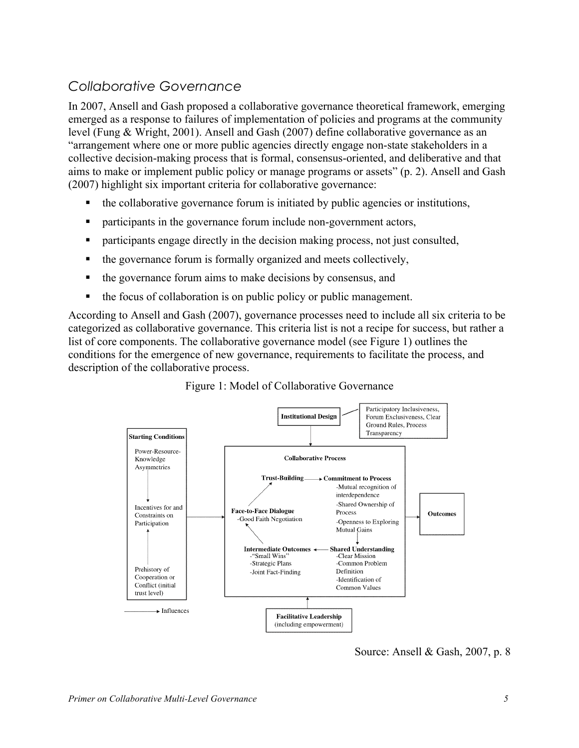## *Collaborative Governance*

In 2007, Ansell and Gash proposed a collaborative governance theoretical framework, emerging emerged as a response to failures of implementation of policies and programs at the community level (Fung & Wright, 2001). Ansell and Gash (2007) define collaborative governance as an "arrangement where one or more public agencies directly engage non-state stakeholders in a collective decision-making process that is formal, consensus-oriented, and deliberative and that aims to make or implement public policy or manage programs or assets" (p. 2). Ansell and Gash (2007) highlight six important criteria for collaborative governance:

- the collaborative governance forum is initiated by public agencies or institutions,
- participants in the governance forum include non-government actors,
- participants engage directly in the decision making process, not just consulted,
- the governance forum is formally organized and meets collectively,
- the governance forum aims to make decisions by consensus, and
- the focus of collaboration is on public policy or public management.

According to Ansell and Gash (2007), governance processes need to include all six criteria to be categorized as collaborative governance. This criteria list is not a recipe for success, but rather a list of core components. The collaborative governance model (see Figure 1) outlines the conditions for the emergence of new governance, requirements to facilitate the process, and description of the collaborative process.

Figure 1: Model of Collaborative Governance

**Institutional Design** — Participatory Inclusiveness, Forum Exclusiveness, Clear Ground Rules, Process Transparency

**Starting Conditions**
- Power-Resource-Knowledge Asymmetries
- Incentives for and Constraints on Participation
- Prehistory of Cooperation or Conflict (initial trust level)

**Collaborative Process**
- **Face-to-Face Dialogue** -Good Faith Negotiation
- **Trust-Building**
- **Commitment to Process** -Mutual recognition of interdependence -Shared Ownership of Process -Openness to Exploring Mutual Gains
- **Shared Understanding** -Clear Mission -Common Problem Definition -Identification of Common Values
- **Intermediate Outcomes** -"Small Wins" -Strategic Plans -Joint Fact-Finding

**Outcomes**

**Facilitative Leadership** (including empowerment)

→ Influences

Source: Ansell & Gash, 2007, p. 8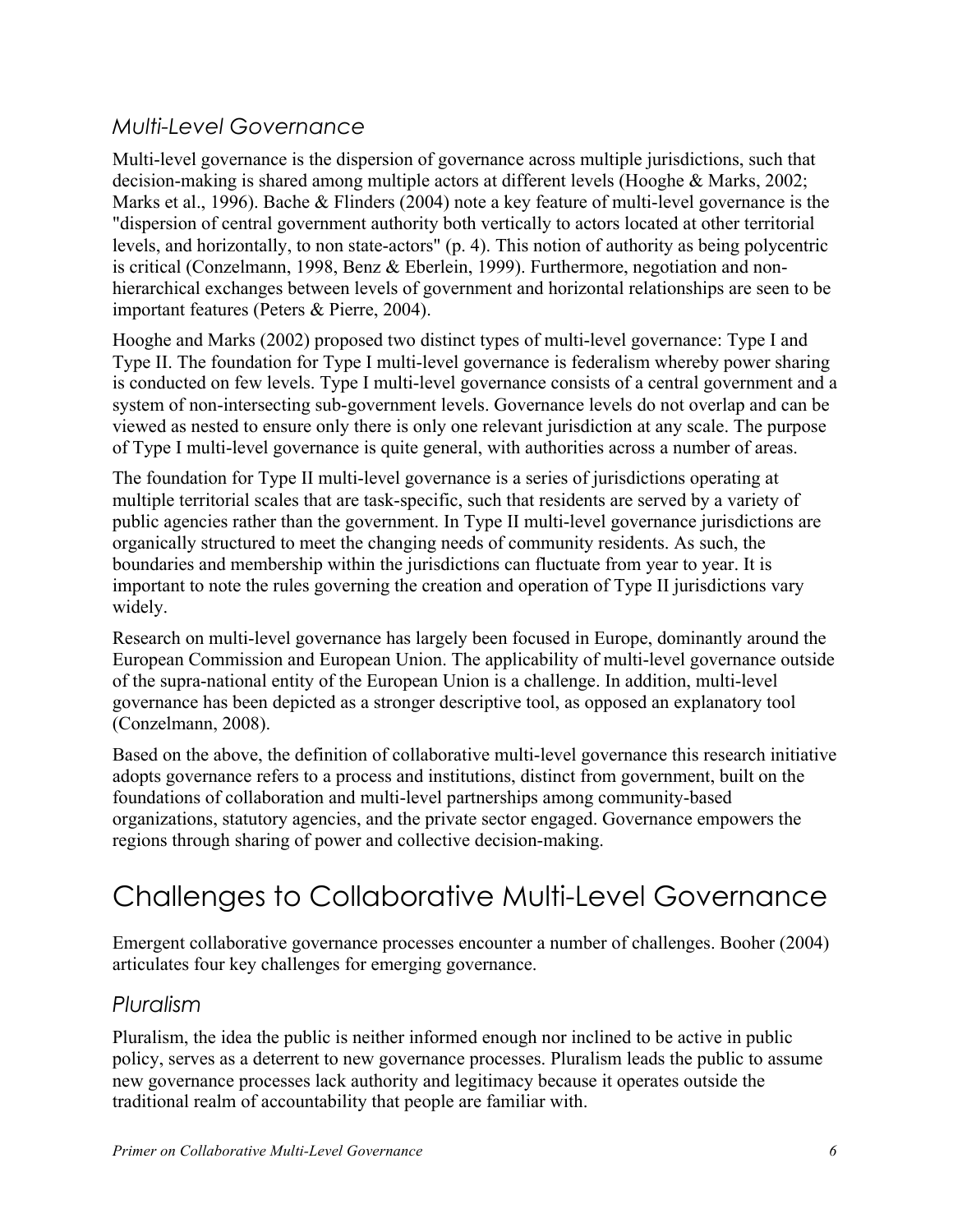### *Multi-Level Governance*

Multi-level governance is the dispersion of governance across multiple jurisdictions, such that decision-making is shared among multiple actors at different levels (Hooghe & Marks, 2002; Marks et al., 1996). Bache & Flinders (2004) note a key feature of multi-level governance is the "dispersion of central government authority both vertically to actors located at other territorial levels, and horizontally, to non state-actors" (p. 4). This notion of authority as being polycentric is critical (Conzelmann, 1998, Benz & Eberlein, 1999). Furthermore, negotiation and non-hierarchical exchanges between levels of government and horizontal relationships are seen to be important features (Peters & Pierre, 2004).

Hooghe and Marks (2002) proposed two distinct types of multi-level governance: Type I and Type II. The foundation for Type I multi-level governance is federalism whereby power sharing is conducted on few levels. Type I multi-level governance consists of a central government and a system of non-intersecting sub-government levels. Governance levels do not overlap and can be viewed as nested to ensure only there is only one relevant jurisdiction at any scale. The purpose of Type I multi-level governance is quite general, with authorities across a number of areas.

The foundation for Type II multi-level governance is a series of jurisdictions operating at multiple territorial scales that are task-specific, such that residents are served by a variety of public agencies rather than the government. In Type II multi-level governance jurisdictions are organically structured to meet the changing needs of community residents. As such, the boundaries and membership within the jurisdictions can fluctuate from year to year. It is important to note the rules governing the creation and operation of Type II jurisdictions vary widely.

Research on multi-level governance has largely been focused in Europe, dominantly around the European Commission and European Union. The applicability of multi-level governance outside of the supra-national entity of the European Union is a challenge. In addition, multi-level governance has been depicted as a stronger descriptive tool, as opposed an explanatory tool (Conzelmann, 2008).

Based on the above, the definition of collaborative multi-level governance this research initiative adopts governance refers to a process and institutions, distinct from government, built on the foundations of collaboration and multi-level partnerships among community-based organizations, statutory agencies, and the private sector engaged. Governance empowers the regions through sharing of power and collective decision-making.

## Challenges to Collaborative Multi-Level Governance

Emergent collaborative governance processes encounter a number of challenges. Booher (2004) articulates four key challenges for emerging governance.

### *Pluralism*

Pluralism, the idea the public is neither informed enough nor inclined to be active in public policy, serves as a deterrent to new governance processes. Pluralism leads the public to assume new governance processes lack authority and legitimacy because it operates outside the traditional realm of accountability that people are familiar with.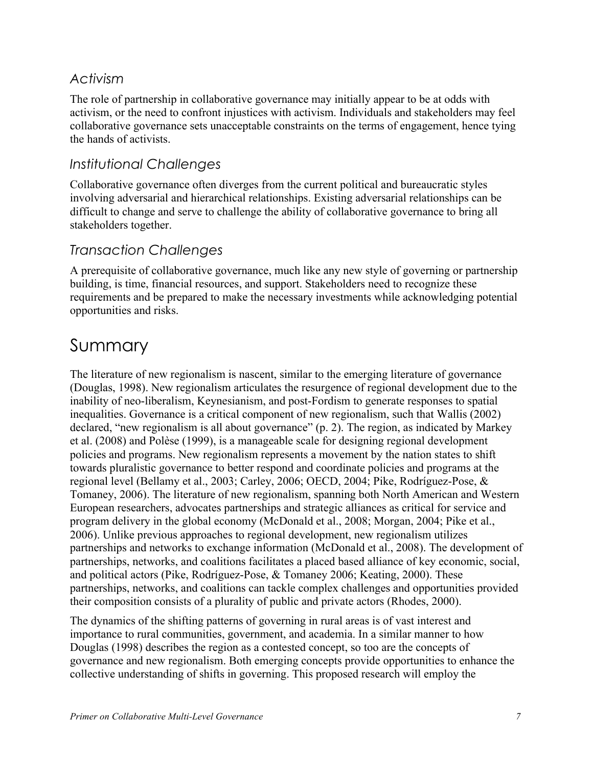### *Activism*

The role of partnership in collaborative governance may initially appear to be at odds with activism, or the need to confront injustices with activism. Individuals and stakeholders may feel collaborative governance sets unacceptable constraints on the terms of engagement, hence tying the hands of activists.

### *Institutional Challenges*

Collaborative governance often diverges from the current political and bureaucratic styles involving adversarial and hierarchical relationships. Existing adversarial relationships can be difficult to change and serve to challenge the ability of collaborative governance to bring all stakeholders together.

### *Transaction Challenges*

A prerequisite of collaborative governance, much like any new style of governing or partnership building, is time, financial resources, and support. Stakeholders need to recognize these requirements and be prepared to make the necessary investments while acknowledging potential opportunities and risks.

## Summary

The literature of new regionalism is nascent, similar to the emerging literature of governance (Douglas, 1998). New regionalism articulates the resurgence of regional development due to the inability of neo-liberalism, Keynesianism, and post-Fordism to generate responses to spatial inequalities. Governance is a critical component of new regionalism, such that Wallis (2002) declared, "new regionalism is all about governance" (p. 2). The region, as indicated by Markey et al. (2008) and Polèse (1999), is a manageable scale for designing regional development policies and programs. New regionalism represents a movement by the nation states to shift towards pluralistic governance to better respond and coordinate policies and programs at the regional level (Bellamy et al., 2003; Carley, 2006; OECD, 2004; Pike, Rodríguez-Pose, & Tomaney, 2006). The literature of new regionalism, spanning both North American and Western European researchers, advocates partnerships and strategic alliances as critical for service and program delivery in the global economy (McDonald et al., 2008; Morgan, 2004; Pike et al., 2006). Unlike previous approaches to regional development, new regionalism utilizes partnerships and networks to exchange information (McDonald et al., 2008). The development of partnerships, networks, and coalitions facilitates a placed based alliance of key economic, social, and political actors (Pike, Rodríguez-Pose, & Tomaney 2006; Keating, 2000). These partnerships, networks, and coalitions can tackle complex challenges and opportunities provided their composition consists of a plurality of public and private actors (Rhodes, 2000).

The dynamics of the shifting patterns of governing in rural areas is of vast interest and importance to rural communities, government, and academia. In a similar manner to how Douglas (1998) describes the region as a contested concept, so too are the concepts of governance and new regionalism. Both emerging concepts provide opportunities to enhance the collective understanding of shifts in governing. This proposed research will employ the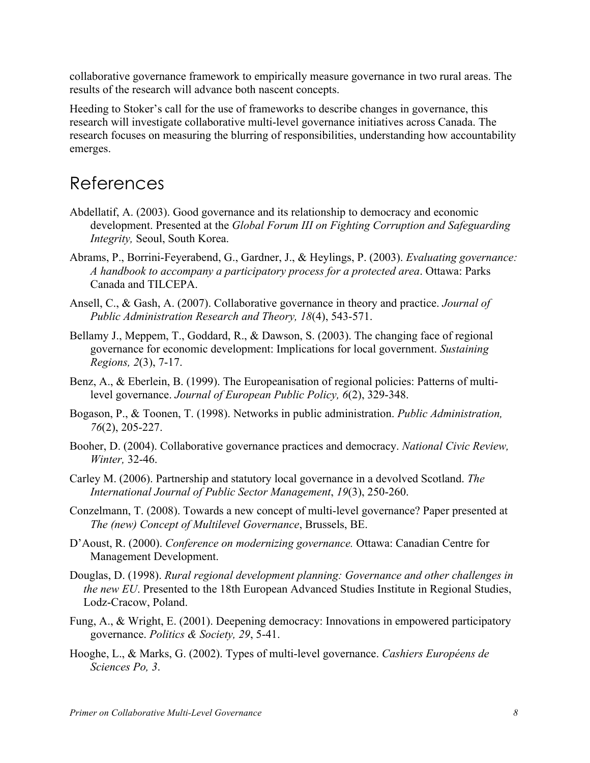collaborative governance framework to empirically measure governance in two rural areas. The results of the research will advance both nascent concepts.

Heeding to Stoker's call for the use of frameworks to describe changes in governance, this research will investigate collaborative multi-level governance initiatives across Canada. The research focuses on measuring the blurring of responsibilities, understanding how accountability emerges.

# References

Abdellatif, A. (2003). Good governance and its relationship to democracy and economic development. Presented at the *Global Forum III on Fighting Corruption and Safeguarding Integrity,* Seoul, South Korea.

Abrams, P., Borrini-Feyerabend, G., Gardner, J., & Heylings, P. (2003). *Evaluating governance: A handbook to accompany a participatory process for a protected area*. Ottawa: Parks Canada and TILCEPA.

Ansell, C., & Gash, A. (2007). Collaborative governance in theory and practice. *Journal of Public Administration Research and Theory, 18*(4), 543-571.

Bellamy J., Meppem, T., Goddard, R., & Dawson, S. (2003). The changing face of regional governance for economic development: Implications for local government. *Sustaining Regions, 2*(3), 7-17.

Benz, A., & Eberlein, B. (1999). The Europeanisation of regional policies: Patterns of multi-level governance. *Journal of European Public Policy, 6*(2), 329-348.

Bogason, P., & Toonen, T. (1998). Networks in public administration. *Public Administration, 76*(2), 205-227.

Booher, D. (2004). Collaborative governance practices and democracy. *National Civic Review, Winter,* 32-46.

Carley M. (2006). Partnership and statutory local governance in a devolved Scotland. *The International Journal of Public Sector Management*, *19*(3), 250-260.

Conzelmann, T. (2008). Towards a new concept of multi-level governance? Paper presented at *The (new) Concept of Multilevel Governance*, Brussels, BE.

D'Aoust, R. (2000). *Conference on modernizing governance.* Ottawa: Canadian Centre for Management Development.

Douglas, D. (1998). *Rural regional development planning: Governance and other challenges in the new EU*. Presented to the 18th European Advanced Studies Institute in Regional Studies, Lodz-Cracow, Poland.

Fung, A., & Wright, E. (2001). Deepening democracy: Innovations in empowered participatory governance. *Politics & Society, 29*, 5-41.

Hooghe, L., & Marks, G. (2002). Types of multi-level governance. *Cashiers Européens de Sciences Po, 3*.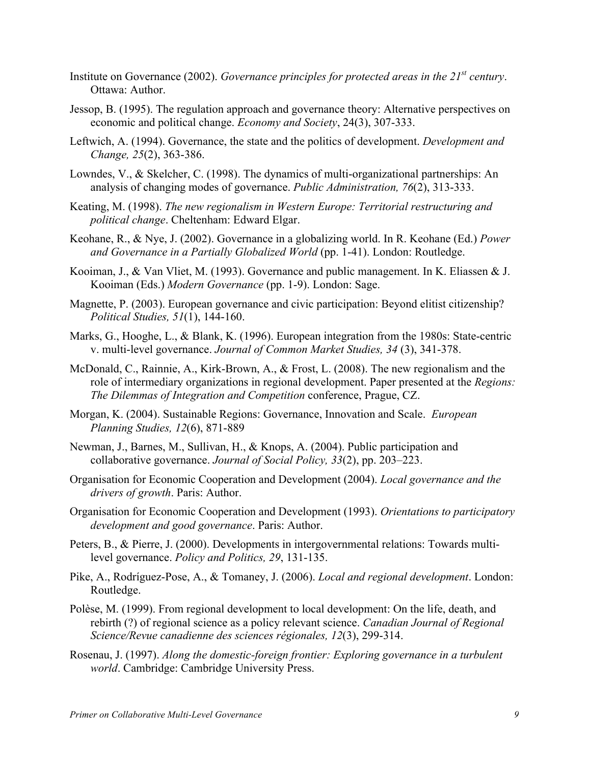Institute on Governance (2002). *Governance principles for protected areas in the 21st century*. Ottawa: Author.

Jessop, B. (1995). The regulation approach and governance theory: Alternative perspectives on economic and political change. *Economy and Society*, 24(3), 307-333.

Leftwich, A. (1994). Governance, the state and the politics of development. *Development and Change, 25*(2), 363-386.

Lowndes, V., & Skelcher, C. (1998). The dynamics of multi-organizational partnerships: An analysis of changing modes of governance. *Public Administration, 76*(2), 313-333.

Keating, M. (1998). *The new regionalism in Western Europe: Territorial restructuring and political change*. Cheltenham: Edward Elgar.

Keohane, R., & Nye, J. (2002). Governance in a globalizing world. In R. Keohane (Ed.) *Power and Governance in a Partially Globalized World* (pp. 1-41). London: Routledge.

Kooiman, J., & Van Vliet, M. (1993). Governance and public management. In K. Eliassen & J. Kooiman (Eds.) *Modern Governance* (pp. 1-9). London: Sage.

Magnette, P. (2003). European governance and civic participation: Beyond elitist citizenship? *Political Studies, 51*(1), 144-160.

Marks, G., Hooghe, L., & Blank, K. (1996). European integration from the 1980s: State-centric v. multi-level governance. *Journal of Common Market Studies, 34* (3), 341-378.

McDonald, C., Rainnie, A., Kirk-Brown, A., & Frost, L. (2008). The new regionalism and the role of intermediary organizations in regional development. Paper presented at the *Regions: The Dilemmas of Integration and Competition* conference, Prague, CZ.

Morgan, K. (2004). Sustainable Regions: Governance, Innovation and Scale. *European Planning Studies, 12*(6), 871-889

Newman, J., Barnes, M., Sullivan, H., & Knops, A. (2004). Public participation and collaborative governance. *Journal of Social Policy, 33*(2), pp. 203–223.

Organisation for Economic Cooperation and Development (2004). *Local governance and the drivers of growth*. Paris: Author.

Organisation for Economic Cooperation and Development (1993). *Orientations to participatory development and good governance*. Paris: Author.

Peters, B., & Pierre, J. (2000). Developments in intergovernmental relations: Towards multi-level governance. *Policy and Politics, 29*, 131-135.

Pike, A., Rodríguez-Pose, A., & Tomaney, J. (2006). *Local and regional development*. London: Routledge.

Polèse, M. (1999). From regional development to local development: On the life, death, and rebirth (?) of regional science as a policy relevant science. *Canadian Journal of Regional Science/Revue canadienne des sciences régionales, 12*(3), 299-314.

Rosenau, J. (1997). *Along the domestic-foreign frontier: Exploring governance in a turbulent world*. Cambridge: Cambridge University Press.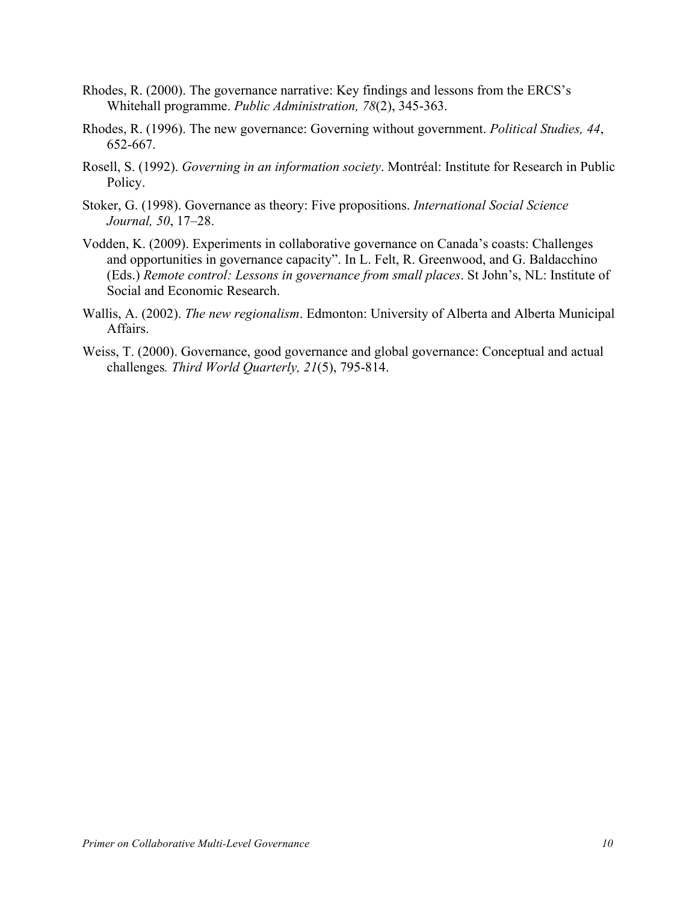Rhodes, R. (2000). The governance narrative: Key findings and lessons from the ERCS's Whitehall programme. *Public Administration, 78*(2), 345-363.

Rhodes, R. (1996). The new governance: Governing without government. *Political Studies, 44*, 652-667.

Rosell, S. (1992). *Governing in an information society*. Montréal: Institute for Research in Public Policy.

Stoker, G. (1998). Governance as theory: Five propositions. *International Social Science Journal, 50*, 17–28.

Vodden, K. (2009). Experiments in collaborative governance on Canada's coasts: Challenges and opportunities in governance capacity". In L. Felt, R. Greenwood, and G. Baldacchino (Eds.) *Remote control: Lessons in governance from small places*. St John's, NL: Institute of Social and Economic Research.

Wallis, A. (2002). *The new regionalism*. Edmonton: University of Alberta and Alberta Municipal Affairs.

Weiss, T. (2000). Governance, good governance and global governance: Conceptual and actual challenges*. Third World Quarterly, 21*(5), 795-814.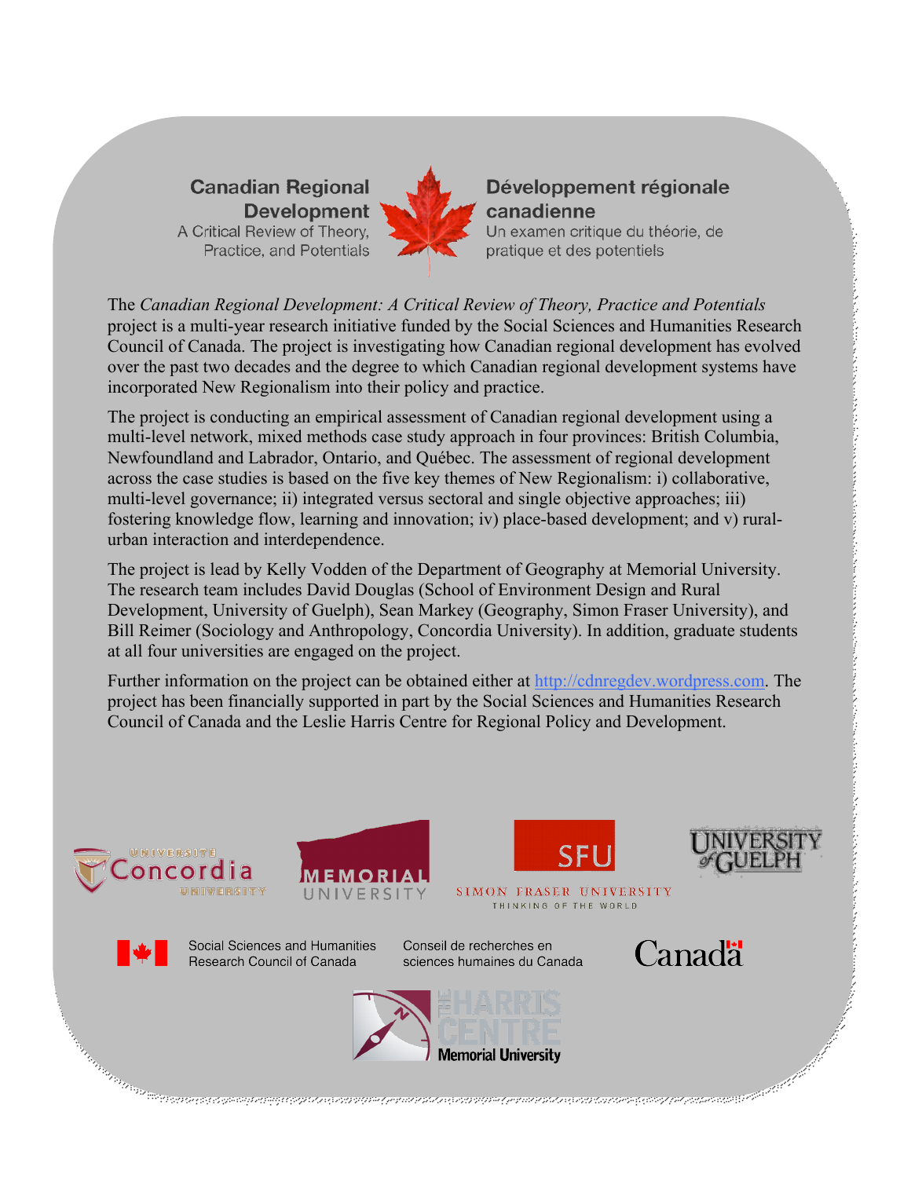**Canadian Regional Development**
A Critical Review of Theory, Practice, and Potentials

**Développement régionale canadienne**
Un examen critique du théorie, de pratique et des potentiels

The *Canadian Regional Development: A Critical Review of Theory, Practice and Potentials* project is a multi-year research initiative funded by the Social Sciences and Humanities Research Council of Canada. The project is investigating how Canadian regional development has evolved over the past two decades and the degree to which Canadian regional development systems have incorporated New Regionalism into their policy and practice.

The project is conducting an empirical assessment of Canadian regional development using a multi-level network, mixed methods case study approach in four provinces: British Columbia, Newfoundland and Labrador, Ontario, and Québec. The assessment of regional development across the case studies is based on the five key themes of New Regionalism: i) collaborative, multi-level governance; ii) integrated versus sectoral and single objective approaches; iii) fostering knowledge flow, learning and innovation; iv) place-based development; and v) rural-urban interaction and interdependence.

The project is lead by Kelly Vodden of the Department of Geography at Memorial University. The research team includes David Douglas (School of Environment Design and Rural Development, University of Guelph), Sean Markey (Geography, Simon Fraser University), and Bill Reimer (Sociology and Anthropology, Concordia University). In addition, graduate students at all four universities are engaged on the project.

Further information on the project can be obtained either at http://cdnregdev.wordpress.com. The project has been financially supported in part by the Social Sciences and Humanities Research Council of Canada and the Leslie Harris Centre for Regional Policy and Development.

Université Concordia University

Memorial University

SFU Simon Fraser University — Thinking of the World

University of Guelph

Social Sciences and Humanities Research Council of Canada

Conseil de recherches en sciences humaines du Canada

Canada

The Harris Centre — Memorial University